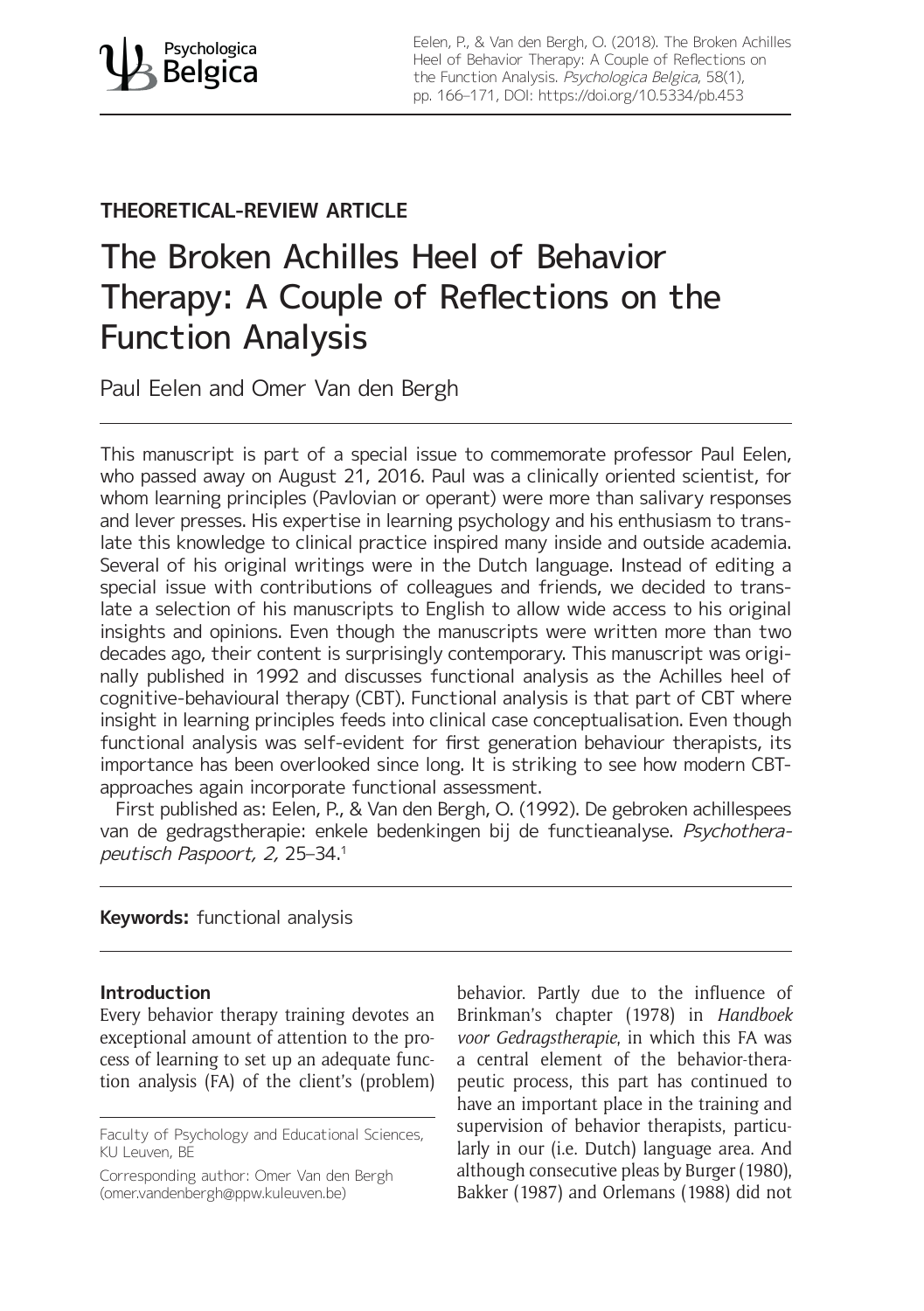THEORETICAL-REVIEW ARTICLE

# The Broken Achilles Heel of Behavior Therapy: A Couple of Reflections on the Function Analysis

Paul Eelen and Omer Van den Bergh

This manuscript is part of a special issue to commemorate professor Paul Eelen, who passed away on August 21, 2016. Paul was a clinically oriented scientist, for whom learning principles (Pavlovian or operant) were more than salivary responses and lever presses. His expertise in learning psychology and his enthusiasm to translate this knowledge to clinical practice inspired many inside and outside academia. Several of his original writings were in the Dutch language. Instead of editing a special issue with contributions of colleagues and friends, we decided to translate a selection of his manuscripts to English to allow wide access to his original insights and opinions. Even though the manuscripts were written more than two decades ago, their content is surprisingly contemporary. This manuscript was originally published in 1992 and discusses functional analysis as the Achilles heel of cognitive-behavioural therapy (CBT). Functional analysis is that part of CBT where insight in learning principles feeds into clinical case conceptualisation. Even though functional analysis was self-evident for first generation behaviour therapists, its importance has been overlooked since long. It is striking to see how modern CBT-approaches again incorporate functional assessment.

First published as: Eelen, P., & Van den Bergh, O. (1992). De gebroken achillespees van de gedragstherapie: enkele bedenkingen bij de functieanalyse. *Psychotherapeutisch Paspoort, 2,* 25–34.[1]

**Keywords:** functional analysis

### Introduction

Every behavior therapy training devotes an exceptional amount of attention to the process of learning to set up an adequate function analysis (FA) of the client's (problem) behavior. Partly due to the influence of Brinkman's chapter (1978) in *Handboek voor Gedragstherapie*, in which this FA was a central element of the behavior-therapeutic process, this part has continued to have an important place in the training and supervision of behavior therapists, particularly in our (i.e. Dutch) language area. And although consecutive pleas by Burger (1980), Bakker (1987) and Orlemans (1988) did not

Faculty of Psychology and Educational Sciences, KU Leuven, BE

Corresponding author: Omer Van den Bergh (omer.vandenbergh@ppw.kuleuven.be)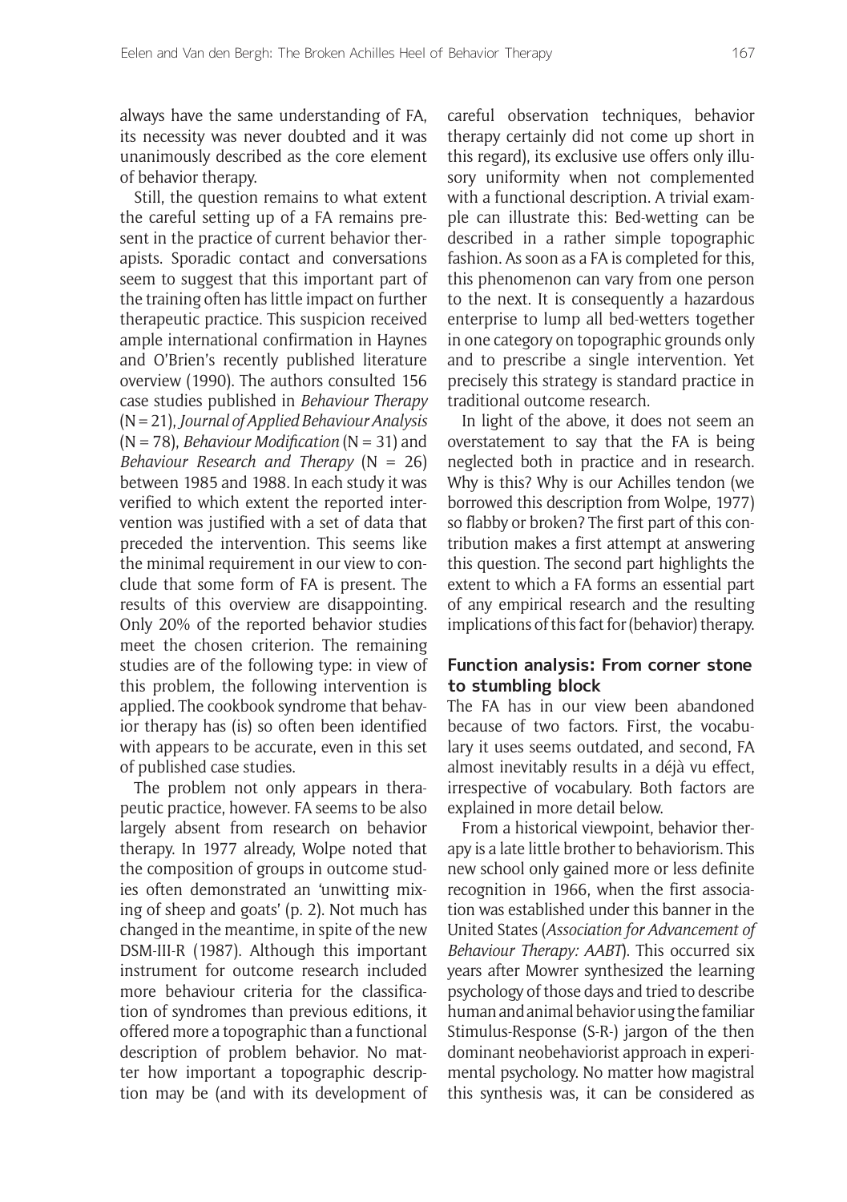always have the same understanding of FA, its necessity was never doubted and it was unanimously described as the core element of behavior therapy.

Still, the question remains to what extent the careful setting up of a FA remains present in the practice of current behavior therapists. Sporadic contact and conversations seem to suggest that this important part of the training often has little impact on further therapeutic practice. This suspicion received ample international confirmation in Haynes and O'Brien's recently published literature overview (1990). The authors consulted 156 case studies published in *Behaviour Therapy* (N = 21), *Journal of Applied Behaviour Analysis* (N = 78), *Behaviour Modification* (N = 31) and *Behaviour Research and Therapy* (N = 26) between 1985 and 1988. In each study it was verified to which extent the reported intervention was justified with a set of data that preceded the intervention. This seems like the minimal requirement in our view to conclude that some form of FA is present. The results of this overview are disappointing. Only 20% of the reported behavior studies meet the chosen criterion. The remaining studies are of the following type: in view of this problem, the following intervention is applied. The cookbook syndrome that behavior therapy has (is) so often been identified with appears to be accurate, even in this set of published case studies.

The problem not only appears in therapeutic practice, however. FA seems to be also largely absent from research on behavior therapy. In 1977 already, Wolpe noted that the composition of groups in outcome studies often demonstrated an 'unwitting mixing of sheep and goats' (p. 2). Not much has changed in the meantime, in spite of the new DSM-III-R (1987). Although this important instrument for outcome research included more behaviour criteria for the classification of syndromes than previous editions, it offered more a topographic than a functional description of problem behavior. No matter how important a topographic description may be (and with its development of careful observation techniques, behavior therapy certainly did not come up short in this regard), its exclusive use offers only illusory uniformity when not complemented with a functional description. A trivial example can illustrate this: Bed-wetting can be described in a rather simple topographic fashion. As soon as a FA is completed for this, this phenomenon can vary from one person to the next. It is consequently a hazardous enterprise to lump all bed-wetters together in one category on topographic grounds only and to prescribe a single intervention. Yet precisely this strategy is standard practice in traditional outcome research.

In light of the above, it does not seem an overstatement to say that the FA is being neglected both in practice and in research. Why is this? Why is our Achilles tendon (we borrowed this description from Wolpe, 1977) so flabby or broken? The first part of this contribution makes a first attempt at answering this question. The second part highlights the extent to which a FA forms an essential part of any empirical research and the resulting implications of this fact for (behavior) therapy.

## Function analysis: From corner stone to stumbling block

The FA has in our view been abandoned because of two factors. First, the vocabulary it uses seems outdated, and second, FA almost inevitably results in a déjà vu effect, irrespective of vocabulary. Both factors are explained in more detail below.

From a historical viewpoint, behavior therapy is a late little brother to behaviorism. This new school only gained more or less definite recognition in 1966, when the first association was established under this banner in the United States (*Association for Advancement of Behaviour Therapy: AABT*). This occurred six years after Mowrer synthesized the learning psychology of those days and tried to describe human and animal behavior using the familiar Stimulus-Response (S-R-) jargon of the then dominant neobehaviorist approach in experimental psychology. No matter how magistral this synthesis was, it can be considered as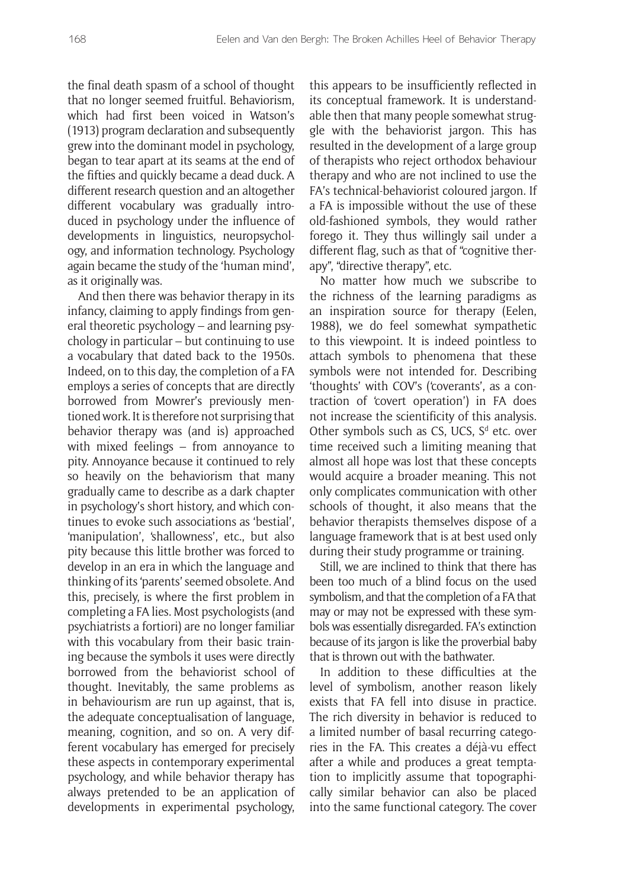the final death spasm of a school of thought that no longer seemed fruitful. Behaviorism, which had first been voiced in Watson's (1913) program declaration and subsequently grew into the dominant model in psychology, began to tear apart at its seams at the end of the fifties and quickly became a dead duck. A different research question and an altogether different vocabulary was gradually introduced in psychology under the influence of developments in linguistics, neuropsychology, and information technology. Psychology again became the study of the 'human mind', as it originally was.

And then there was behavior therapy in its infancy, claiming to apply findings from general theoretic psychology – and learning psychology in particular – but continuing to use a vocabulary that dated back to the 1950s. Indeed, on to this day, the completion of a FA employs a series of concepts that are directly borrowed from Mowrer's previously mentioned work. It is therefore not surprising that behavior therapy was (and is) approached with mixed feelings – from annoyance to pity. Annoyance because it continued to rely so heavily on the behaviorism that many gradually came to describe as a dark chapter in psychology's short history, and which continues to evoke such associations as 'bestial', 'manipulation', 'shallowness', etc., but also pity because this little brother was forced to develop in an era in which the language and thinking of its 'parents' seemed obsolete. And this, precisely, is where the first problem in completing a FA lies. Most psychologists (and psychiatrists a fortiori) are no longer familiar with this vocabulary from their basic training because the symbols it uses were directly borrowed from the behaviorist school of thought. Inevitably, the same problems as in behaviourism are run up against, that is, the adequate conceptualisation of language, meaning, cognition, and so on. A very different vocabulary has emerged for precisely these aspects in contemporary experimental psychology, and while behavior therapy has always pretended to be an application of developments in experimental psychology, this appears to be insufficiently reflected in its conceptual framework. It is understandable then that many people somewhat struggle with the behaviorist jargon. This has resulted in the development of a large group of therapists who reject orthodox behaviour therapy and who are not inclined to use the FA's technical-behaviorist coloured jargon. If a FA is impossible without the use of these old-fashioned symbols, they would rather forego it. They thus willingly sail under a different flag, such as that of "cognitive therapy", "directive therapy", etc.

No matter how much we subscribe to the richness of the learning paradigms as an inspiration source for therapy (Eelen, 1988), we do feel somewhat sympathetic to this viewpoint. It is indeed pointless to attach symbols to phenomena that these symbols were not intended for. Describing 'thoughts' with COV's ('coverants', as a contraction of 'covert operation') in FA does not increase the scientificity of this analysis. Other symbols such as CS, UCS, $S^d$ etc. over time received such a limiting meaning that almost all hope was lost that these concepts would acquire a broader meaning. This not only complicates communication with other schools of thought, it also means that the behavior therapists themselves dispose of a language framework that is at best used only during their study programme or training.

Still, we are inclined to think that there has been too much of a blind focus on the used symbolism, and that the completion of a FA that may or may not be expressed with these symbols was essentially disregarded. FA's extinction because of its jargon is like the proverbial baby that is thrown out with the bathwater.

In addition to these difficulties at the level of symbolism, another reason likely exists that FA fell into disuse in practice. The rich diversity in behavior is reduced to a limited number of basal recurring categories in the FA. This creates a déjà-vu effect after a while and produces a great temptation to implicitly assume that topographically similar behavior can also be placed into the same functional category. The cover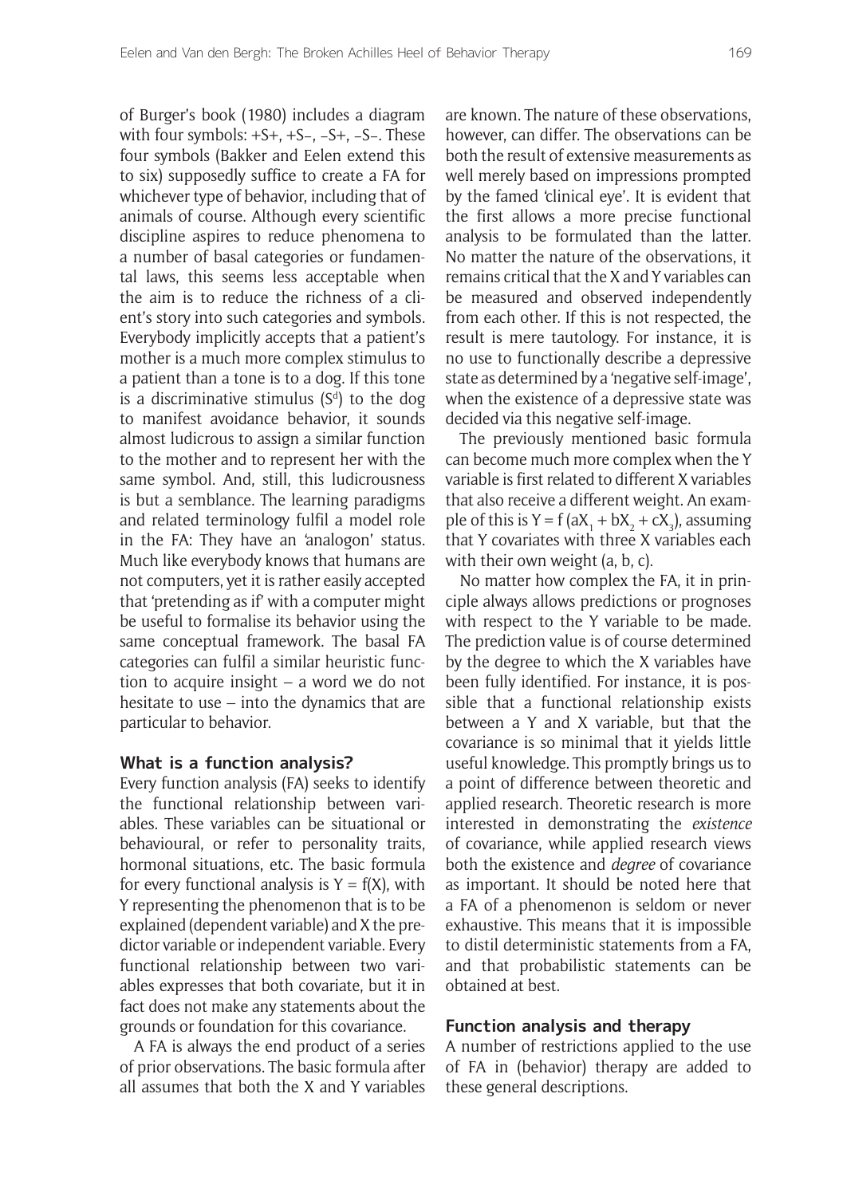of Burger's book (1980) includes a diagram with four symbols: +S+, +S–, –S+, –S–. These four symbols (Bakker and Eelen extend this to six) supposedly suffice to create a FA for whichever type of behavior, including that of animals of course. Although every scientific discipline aspires to reduce phenomena to a number of basal categories or fundamental laws, this seems less acceptable when the aim is to reduce the richness of a client's story into such categories and symbols. Everybody implicitly accepts that a patient's mother is a much more complex stimulus to a patient than a tone is to a dog. If this tone is a discriminative stimulus ($S^d$) to the dog to manifest avoidance behavior, it sounds almost ludicrous to assign a similar function to the mother and to represent her with the same symbol. And, still, this ludicrousness is but a semblance. The learning paradigms and related terminology fulfil a model role in the FA: They have an 'analogon' status. Much like everybody knows that humans are not computers, yet it is rather easily accepted that 'pretending as if' with a computer might be useful to formalise its behavior using the same conceptual framework. The basal FA categories can fulfil a similar heuristic function to acquire insight – a word we do not hesitate to use – into the dynamics that are particular to behavior.

### What is a function analysis?

Every function analysis (FA) seeks to identify the functional relationship between variables. These variables can be situational or behavioural, or refer to personality traits, hormonal situations, etc. The basic formula for every functional analysis is $Y = f(X)$, with Y representing the phenomenon that is to be explained (dependent variable) and X the predictor variable or independent variable. Every functional relationship between two variables expresses that both covariate, but it in fact does not make any statements about the grounds or foundation for this covariance.

A FA is always the end product of a series of prior observations. The basic formula after all assumes that both the X and Y variables are known. The nature of these observations, however, can differ. The observations can be both the result of extensive measurements as well merely based on impressions prompted by the famed 'clinical eye'. It is evident that the first allows a more precise functional analysis to be formulated than the latter. No matter the nature of the observations, it remains critical that the X and Y variables can be measured and observed independently from each other. If this is not respected, the result is mere tautology. For instance, it is no use to functionally describe a depressive state as determined by a 'negative self-image', when the existence of a depressive state was decided via this negative self-image.

The previously mentioned basic formula can become much more complex when the Y variable is first related to different X variables that also receive a different weight. An example of this is $Y = f(aX_1 + bX_2 + cX_3)$, assuming that Y covariates with three X variables each with their own weight (a, b, c).

No matter how complex the FA, it in principle always allows predictions or prognoses with respect to the Y variable to be made. The prediction value is of course determined by the degree to which the X variables have been fully identified. For instance, it is possible that a functional relationship exists between a Y and X variable, but that the covariance is so minimal that it yields little useful knowledge. This promptly brings us to a point of difference between theoretic and applied research. Theoretic research is more interested in demonstrating the *existence* of covariance, while applied research views both the existence and *degree* of covariance as important. It should be noted here that a FA of a phenomenon is seldom or never exhaustive. This means that it is impossible to distil deterministic statements from a FA, and that probabilistic statements can be obtained at best.

### Function analysis and therapy

A number of restrictions applied to the use of FA in (behavior) therapy are added to these general descriptions.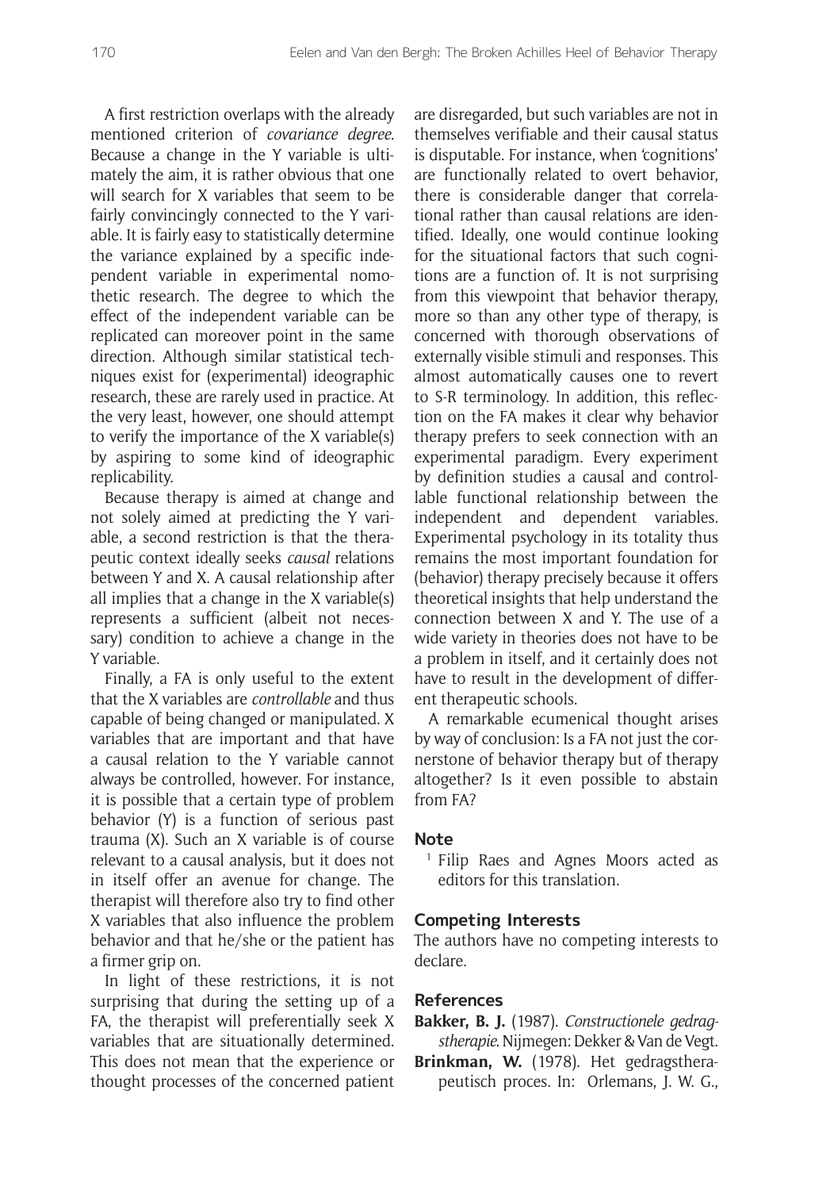A first restriction overlaps with the already mentioned criterion of *covariance degree*. Because a change in the Y variable is ultimately the aim, it is rather obvious that one will search for X variables that seem to be fairly convincingly connected to the Y variable. It is fairly easy to statistically determine the variance explained by a specific independent variable in experimental nomothetic research. The degree to which the effect of the independent variable can be replicated can moreover point in the same direction. Although similar statistical techniques exist for (experimental) ideographic research, these are rarely used in practice. At the very least, however, one should attempt to verify the importance of the X variable(s) by aspiring to some kind of ideographic replicability.

Because therapy is aimed at change and not solely aimed at predicting the Y variable, a second restriction is that the therapeutic context ideally seeks *causal* relations between Y and X. A causal relationship after all implies that a change in the X variable(s) represents a sufficient (albeit not necessary) condition to achieve a change in the Y variable.

Finally, a FA is only useful to the extent that the X variables are *controllable* and thus capable of being changed or manipulated. X variables that are important and that have a causal relation to the Y variable cannot always be controlled, however. For instance, it is possible that a certain type of problem behavior (Y) is a function of serious past trauma (X). Such an X variable is of course relevant to a causal analysis, but it does not in itself offer an avenue for change. The therapist will therefore also try to find other X variables that also influence the problem behavior and that he/she or the patient has a firmer grip on.

In light of these restrictions, it is not surprising that during the setting up of a FA, the therapist will preferentially seek X variables that are situationally determined. This does not mean that the experience or thought processes of the concerned patient are disregarded, but such variables are not in themselves verifiable and their causal status is disputable. For instance, when 'cognitions' are functionally related to overt behavior, there is considerable danger that correlational rather than causal relations are identified. Ideally, one would continue looking for the situational factors that such cognitions are a function of. It is not surprising from this viewpoint that behavior therapy, more so than any other type of therapy, is concerned with thorough observations of externally visible stimuli and responses. This almost automatically causes one to revert to S-R terminology. In addition, this reflection on the FA makes it clear why behavior therapy prefers to seek connection with an experimental paradigm. Every experiment by definition studies a causal and controllable functional relationship between the independent and dependent variables. Experimental psychology in its totality thus remains the most important foundation for (behavior) therapy precisely because it offers theoretical insights that help understand the connection between X and Y. The use of a wide variety in theories does not have to be a problem in itself, and it certainly does not have to result in the development of different therapeutic schools.

A remarkable ecumenical thought arises by way of conclusion: Is a FA not just the cornerstone of behavior therapy but of therapy altogether? Is it even possible to abstain from FA?

## Note

[1] Filip Raes and Agnes Moors acted as editors for this translation.

## Competing Interests

The authors have no competing interests to declare.

## References

**Bakker, B. J.** (1987). *Constructionele gedragstherapie*. Nijmegen: Dekker & Van de Vegt.

**Brinkman, W.** (1978). Het gedragstherapeutisch proces. In: Orlemans, J. W. G.,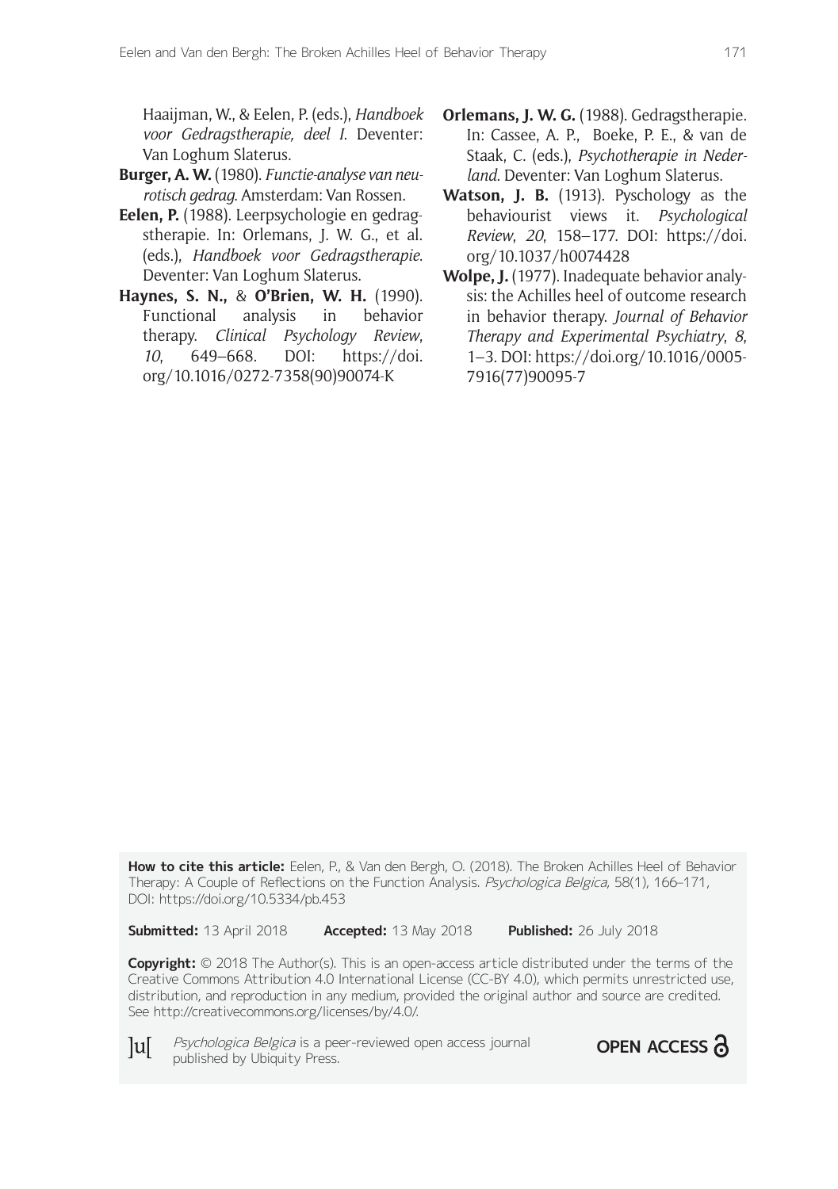Haaijman, W., & Eelen, P. (eds.), *Handboek voor Gedragstherapie, deel I*. Deventer: Van Loghum Slaterus.

**Burger, A. W.** (1980). *Functie-analyse van neurotisch gedrag*. Amsterdam: Van Rossen.

**Eelen, P.** (1988). Leerpsychologie en gedragstherapie. In: Orlemans, J. W. G., et al. (eds.), *Handboek voor Gedragstherapie*. Deventer: Van Loghum Slaterus.

**Haynes, S. N.,** & **O'Brien, W. H.** (1990). Functional analysis in behavior therapy. *Clinical Psychology Review*, *10*, 649–668. DOI: https://doi.org/10.1016/0272-7358(90)90074-K

**Orlemans, J. W. G.** (1988). Gedragstherapie. In: Cassee, A. P., Boeke, P. E., & van de Staak, C. (eds.), *Psychotherapie in Nederland*. Deventer: Van Loghum Slaterus.

**Watson, J. B.** (1913). Pyschology as the behaviourist views it. *Psychological Review*, *20*, 158–177. DOI: https://doi.org/10.1037/h0074428

**Wolpe, J.** (1977). Inadequate behavior analysis: the Achilles heel of outcome research in behavior therapy. *Journal of Behavior Therapy and Experimental Psychiatry*, *8*, 1–3. DOI: https://doi.org/10.1016/0005-7916(77)90095-7

**How to cite this article:** Eelen, P., & Van den Bergh, O. (2018). The Broken Achilles Heel of Behavior Therapy: A Couple of Reflections on the Function Analysis. *Psychologica Belgica*, 58(1), 166–171, DOI: https://doi.org/10.5334/pb.453

**Submitted:** 13 April 2018 **Accepted:** 13 May 2018 **Published:** 26 July 2018

**Copyright:** © 2018 The Author(s). This is an open-access article distributed under the terms of the Creative Commons Attribution 4.0 International License (CC-BY 4.0), which permits unrestricted use, distribution, and reproduction in any medium, provided the original author and source are credited. See http://creativecommons.org/licenses/by/4.0/.

*Psychologica Belgica* is a peer-reviewed open access journal published by Ubiquity Press.

**OPEN ACCESS**